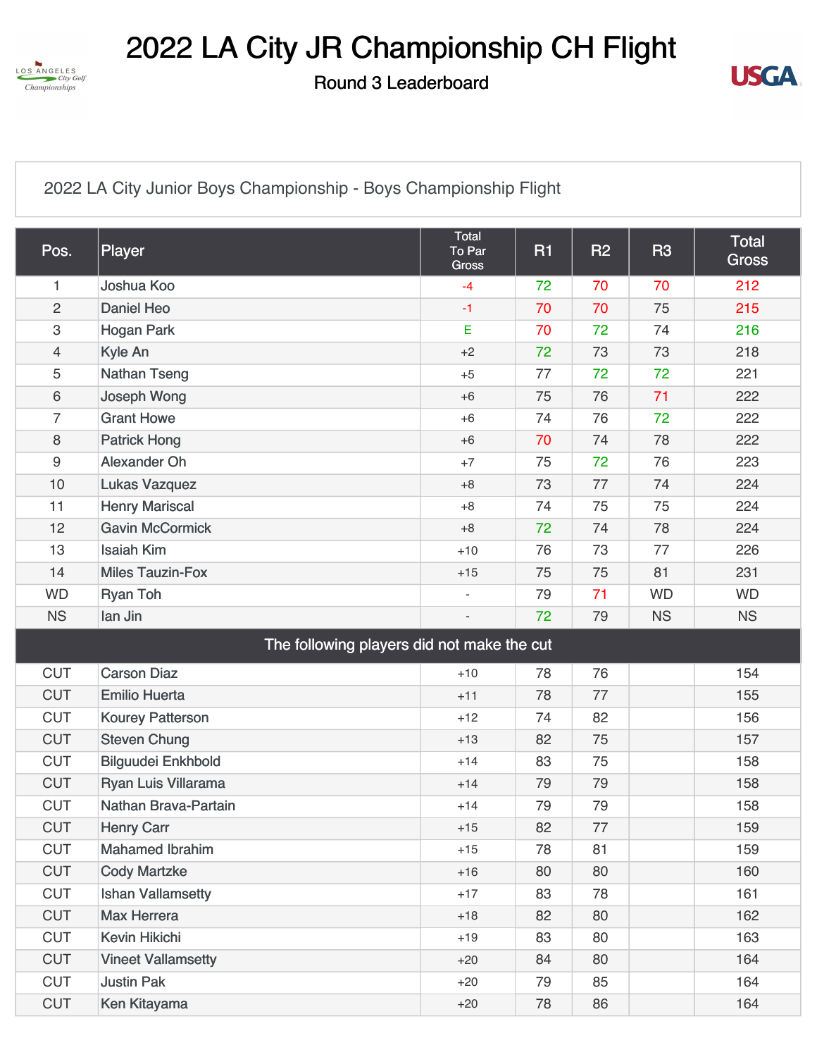# 2022 LA City JR Championship CH Flight

## Round 3 Leaderboard

2022 LA City Junior Boys Championship - Boys Championship Flight

| Pos. | Player | Total To Par Gross | R1 | R2 | R3 | Total Gross |
|---|---|---|---|---|---|---|
| 1 | Joshua Koo | -4 | 72 | 70 | 70 | 212 |
| 2 | Daniel Heo | -1 | 70 | 70 | 75 | 215 |
| 3 | Hogan Park | E | 70 | 72 | 74 | 216 |
| 4 | Kyle An | +2 | 72 | 73 | 73 | 218 |
| 5 | Nathan Tseng | +5 | 77 | 72 | 72 | 221 |
| 6 | Joseph Wong | +6 | 75 | 76 | 71 | 222 |
| 7 | Grant Howe | +6 | 74 | 76 | 72 | 222 |
| 8 | Patrick Hong | +6 | 70 | 74 | 78 | 222 |
| 9 | Alexander Oh | +7 | 75 | 72 | 76 | 223 |
| 10 | Lukas Vazquez | +8 | 73 | 77 | 74 | 224 |
| 11 | Henry Mariscal | +8 | 74 | 75 | 75 | 224 |
| 12 | Gavin McCormick | +8 | 72 | 74 | 78 | 224 |
| 13 | Isaiah Kim | +10 | 76 | 73 | 77 | 226 |
| 14 | Miles Tauzin-Fox | +15 | 75 | 75 | 81 | 231 |
| WD | Ryan Toh | - | 79 | 71 | WD | WD |
| NS | Ian Jin | - | 72 | 79 | NS | NS |
| **The following players did not make the cut** | | | | | | |
| CUT | Carson Diaz | +10 | 78 | 76 | | 154 |
| CUT | Emilio Huerta | +11 | 78 | 77 | | 155 |
| CUT | Kourey Patterson | +12 | 74 | 82 | | 156 |
| CUT | Steven Chung | +13 | 82 | 75 | | 157 |
| CUT | Bilguudei Enkhbold | +14 | 83 | 75 | | 158 |
| CUT | Ryan Luis Villarama | +14 | 79 | 79 | | 158 |
| CUT | Nathan Brava-Partain | +14 | 79 | 79 | | 158 |
| CUT | Henry Carr | +15 | 82 | 77 | | 159 |
| CUT | Mahamed Ibrahim | +15 | 78 | 81 | | 159 |
| CUT | Cody Martzke | +16 | 80 | 80 | | 160 |
| CUT | Ishan Vallamsetty | +17 | 83 | 78 | | 161 |
| CUT | Max Herrera | +18 | 82 | 80 | | 162 |
| CUT | Kevin Hikichi | +19 | 83 | 80 | | 163 |
| CUT | Vineet Vallamsetty | +20 | 84 | 80 | | 164 |
| CUT | Justin Pak | +20 | 79 | 85 | | 164 |
| CUT | Ken Kitayama | +20 | 78 | 86 | | 164 |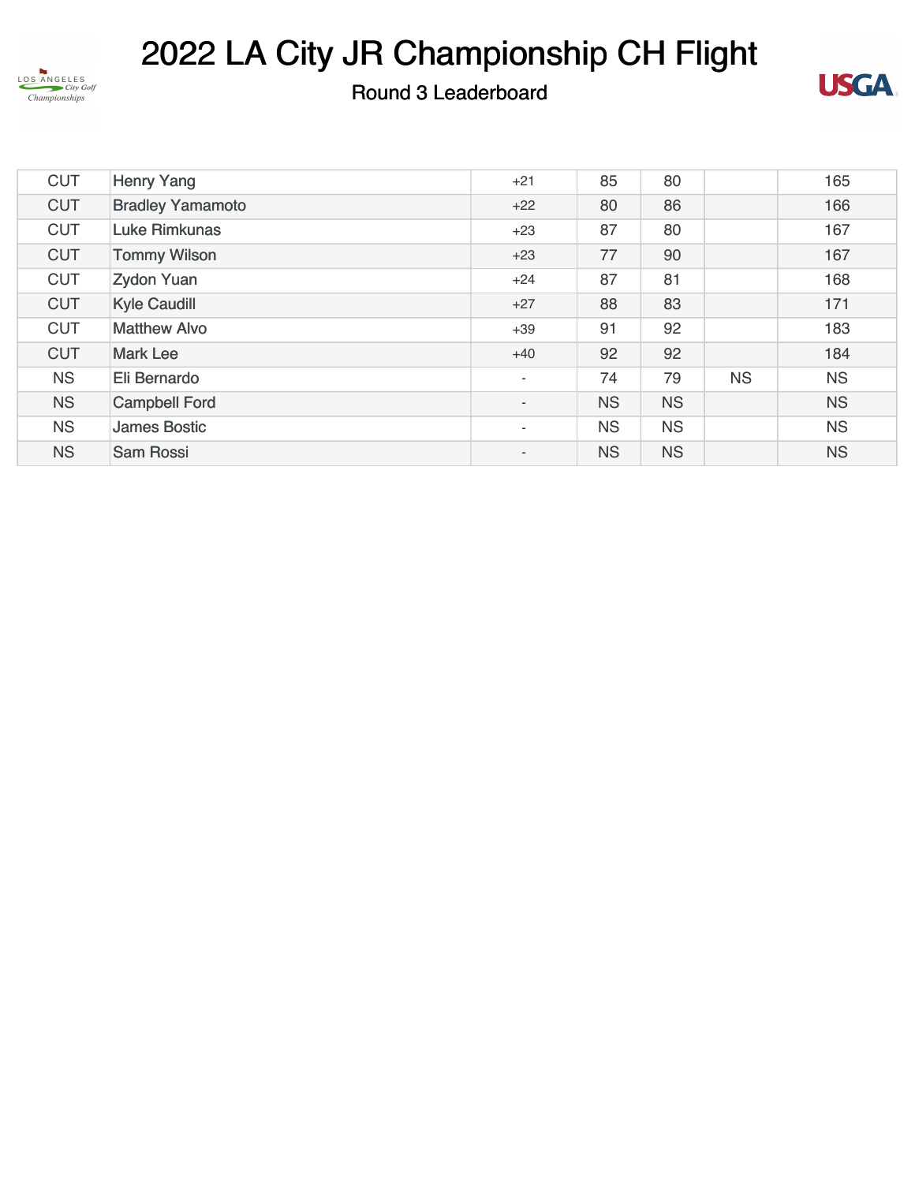# 2022 LA City JR Championship CH Flight

## Round 3 Leaderboard

| | | | | | | |
|---|---|---|---|---|---|---|
| CUT | Henry Yang | +21 | 85 | 80 | | 165 |
| CUT | Bradley Yamamoto | +22 | 80 | 86 | | 166 |
| CUT | Luke Rimkunas | +23 | 87 | 80 | | 167 |
| CUT | Tommy Wilson | +23 | 77 | 90 | | 167 |
| CUT | Zydon Yuan | +24 | 87 | 81 | | 168 |
| CUT | Kyle Caudill | +27 | 88 | 83 | | 171 |
| CUT | Matthew Alvo | +39 | 91 | 92 | | 183 |
| CUT | Mark Lee | +40 | 92 | 92 | | 184 |
| NS | Eli Bernardo | - | 74 | 79 | NS | NS |
| NS | Campbell Ford | - | NS | NS | | NS |
| NS | James Bostic | - | NS | NS | | NS |
| NS | Sam Rossi | - | NS | NS | | NS |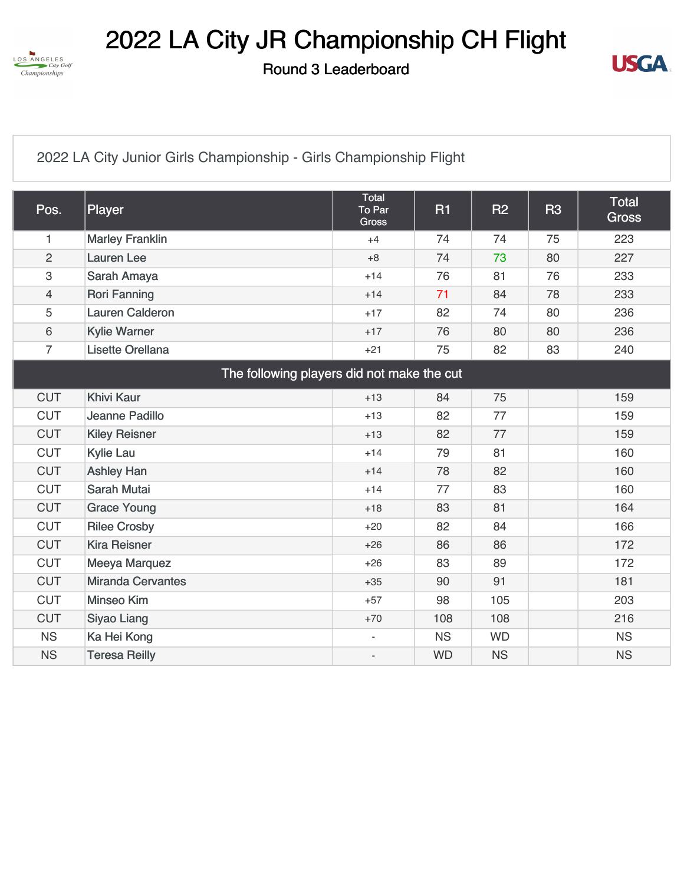# 2022 LA City JR Championship CH Flight

Round 3 Leaderboard

2022 LA City Junior Girls Championship - Girls Championship Flight

| Pos. | Player | Total To Par Gross | R1 | R2 | R3 | Total Gross |
|---|---|---|---|---|---|---|
| 1 | Marley Franklin | +4 | 74 | 74 | 75 | 223 |
| 2 | Lauren Lee | +8 | 74 | 73 | 80 | 227 |
| 3 | Sarah Amaya | +14 | 76 | 81 | 76 | 233 |
| 4 | Rori Fanning | +14 | 71 | 84 | 78 | 233 |
| 5 | Lauren Calderon | +17 | 82 | 74 | 80 | 236 |
| 6 | Kylie Warner | +17 | 76 | 80 | 80 | 236 |
| 7 | Lisette Orellana | +21 | 75 | 82 | 83 | 240 |
| The following players did not make the cut | | | | | | |
| CUT | Khivi Kaur | +13 | 84 | 75 | | 159 |
| CUT | Jeanne Padillo | +13 | 82 | 77 | | 159 |
| CUT | Kiley Reisner | +13 | 82 | 77 | | 159 |
| CUT | Kylie Lau | +14 | 79 | 81 | | 160 |
| CUT | Ashley Han | +14 | 78 | 82 | | 160 |
| CUT | Sarah Mutai | +14 | 77 | 83 | | 160 |
| CUT | Grace Young | +18 | 83 | 81 | | 164 |
| CUT | Rilee Crosby | +20 | 82 | 84 | | 166 |
| CUT | Kira Reisner | +26 | 86 | 86 | | 172 |
| CUT | Meeya Marquez | +26 | 83 | 89 | | 172 |
| CUT | Miranda Cervantes | +35 | 90 | 91 | | 181 |
| CUT | Minseo Kim | +57 | 98 | 105 | | 203 |
| CUT | Siyao Liang | +70 | 108 | 108 | | 216 |
| NS | Ka Hei Kong | - | NS | WD | | NS |
| NS | Teresa Reilly | - | WD | NS | | NS |